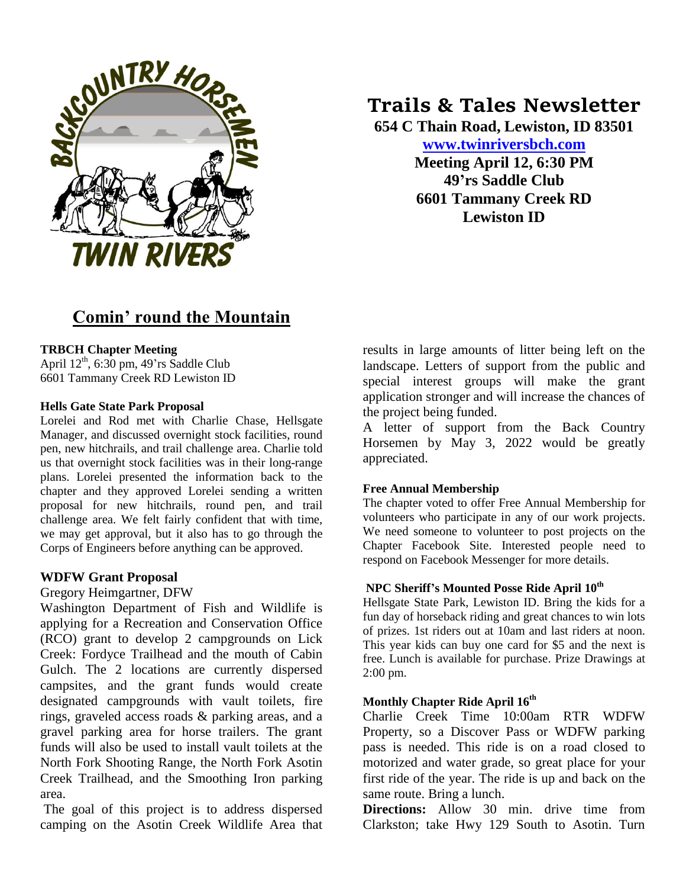# Trails & Tales Newsletter

**654 C Thain Road, Lewiston, ID 83501**
**[www.twinriversbch.com](http://www.twinriversbch.com)**
**Meeting April 12, 6:30 PM**
**49'rs Saddle Club**
**6601 Tammany Creek RD**
**Lewiston ID**

## Comin' round the Mountain

**TRBCH Chapter Meeting**
April 12th, 6:30 pm, 49'rs Saddle Club
6601 Tammany Creek RD Lewiston ID

**Hells Gate State Park Proposal**
Lorelei and Rod met with Charlie Chase, Hellsgate Manager, and discussed overnight stock facilities, round pen, new hitchrails, and trail challenge area. Charlie told us that overnight stock facilities was in their long-range plans. Lorelei presented the information back to the chapter and they approved Lorelei sending a written proposal for new hitchrails, round pen, and trail challenge area. We felt fairly confident that with time, we may get approval, but it also has to go through the Corps of Engineers before anything can be approved.

**WDFW Grant Proposal**
Gregory Heimgartner, DFW
Washington Department of Fish and Wildlife is applying for a Recreation and Conservation Office (RCO) grant to develop 2 campgrounds on Lick Creek: Fordyce Trailhead and the mouth of Cabin Gulch. The 2 locations are currently dispersed campsites, and the grant funds would create designated campgrounds with vault toilets, fire rings, graveled access roads & parking areas, and a gravel parking area for horse trailers. The grant funds will also be used to install vault toilets at the North Fork Shooting Range, the North Fork Asotin Creek Trailhead, and the Smoothing Iron parking area.
The goal of this project is to address dispersed camping on the Asotin Creek Wildlife Area that results in large amounts of litter being left on the landscape. Letters of support from the public and special interest groups will make the grant application stronger and will increase the chances of the project being funded.
A letter of support from the Back Country Horsemen by May 3, 2022 would be greatly appreciated.

**Free Annual Membership**
The chapter voted to offer Free Annual Membership for volunteers who participate in any of our work projects. We need someone to volunteer to post projects on the Chapter Facebook Site. Interested people need to respond on Facebook Messenger for more details.

**NPC Sheriff's Mounted Posse Ride April 10th**
Hellsgate State Park, Lewiston ID. Bring the kids for a fun day of horseback riding and great chances to win lots of prizes. 1st riders out at 10am and last riders at noon. This year kids can buy one card for $5 and the next is free. Lunch is available for purchase. Prize Drawings at 2:00 pm.

**Monthly Chapter Ride April 16th**
Charlie Creek Time 10:00am RTR WDFW Property, so a Discover Pass or WDFW parking pass is needed. This ride is on a road closed to motorized and water grade, so great place for your first ride of the year. The ride is up and back on the same route. Bring a lunch.
**Directions:** Allow 30 min. drive time from Clarkston; take Hwy 129 South to Asotin. Turn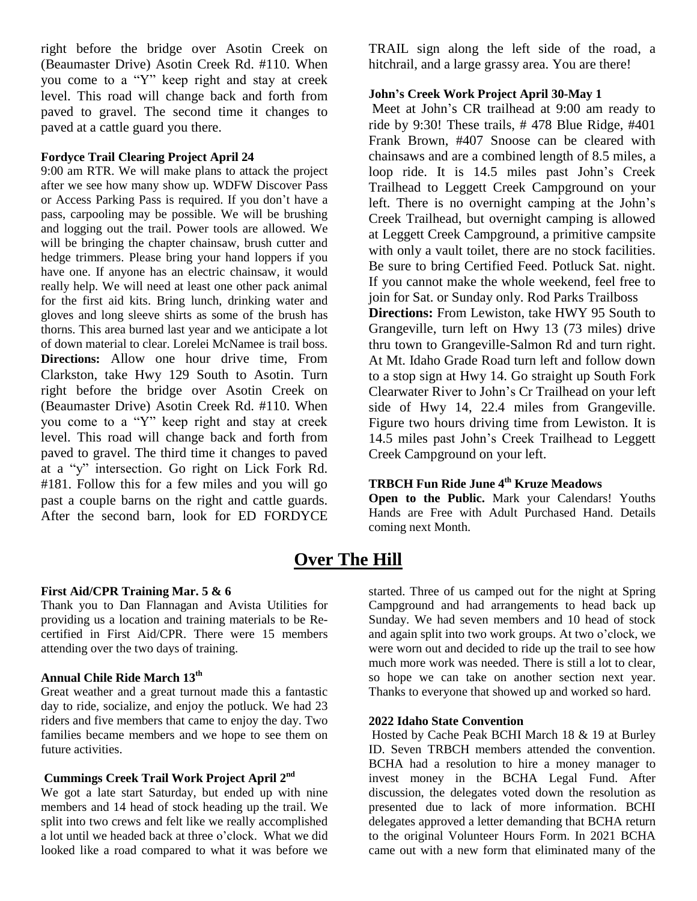right before the bridge over Asotin Creek on (Beaumaster Drive) Asotin Creek Rd. #110. When you come to a "Y" keep right and stay at creek level. This road will change back and forth from paved to gravel. The second time it changes to paved at a cattle guard you there.

**Fordyce Trail Clearing Project April 24**

9:00 am RTR. We will make plans to attack the project after we see how many show up. WDFW Discover Pass or Access Parking Pass is required. If you don't have a pass, carpooling may be possible. We will be brushing and logging out the trail. Power tools are allowed. We will be bringing the chapter chainsaw, brush cutter and hedge trimmers. Please bring your hand loppers if you have one. If anyone has an electric chainsaw, it would really help. We will need at least one other pack animal for the first aid kits. Bring lunch, drinking water and gloves and long sleeve shirts as some of the brush has thorns. This area burned last year and we anticipate a lot of down material to clear. Lorelei McNamee is trail boss.

**Directions:** Allow one hour drive time, From Clarkston, take Hwy 129 South to Asotin. Turn right before the bridge over Asotin Creek on (Beaumaster Drive) Asotin Creek Rd. #110. When you come to a "Y" keep right and stay at creek level. This road will change back and forth from paved to gravel. The third time it changes to paved at a "y" intersection. Go right on Lick Fork Rd. #181. Follow this for a few miles and you will go past a couple barns on the right and cattle guards. After the second barn, look for ED FORDYCE TRAIL sign along the left side of the road, a hitchrail, and a large grassy area. You are there!

**John's Creek Work Project April 30-May 1**

Meet at John's CR trailhead at 9:00 am ready to ride by 9:30! These trails, # 478 Blue Ridge, #401 Frank Brown, #407 Snoose can be cleared with chainsaws and are a combined length of 8.5 miles, a loop ride. It is 14.5 miles past John's Creek Trailhead to Leggett Creek Campground on your left. There is no overnight camping at the John's Creek Trailhead, but overnight camping is allowed at Leggett Creek Campground, a primitive campsite with only a vault toilet, there are no stock facilities. Be sure to bring Certified Feed. Potluck Sat. night. If you cannot make the whole weekend, feel free to join for Sat. or Sunday only. Rod Parks Trailboss

**Directions:** From Lewiston, take HWY 95 South to Grangeville, turn left on Hwy 13 (73 miles) drive thru town to Grangeville-Salmon Rd and turn right. At Mt. Idaho Grade Road turn left and follow down to a stop sign at Hwy 14. Go straight up South Fork Clearwater River to John's Cr Trailhead on your left side of Hwy 14, 22.4 miles from Grangeville. Figure two hours driving time from Lewiston. It is 14.5 miles past John's Creek Trailhead to Leggett Creek Campground on your left.

**TRBCH Fun Ride June 4th Kruze Meadows**

**Open to the Public.** Mark your Calendars! Youths Hands are Free with Adult Purchased Hand. Details coming next Month.

## Over The Hill

**First Aid/CPR Training Mar. 5 & 6**

Thank you to Dan Flannagan and Avista Utilities for providing us a location and training materials to be Re-certified in First Aid/CPR. There were 15 members attending over the two days of training.

**Annual Chile Ride March 13th**

Great weather and a great turnout made this a fantastic day to ride, socialize, and enjoy the potluck. We had 23 riders and five members that came to enjoy the day. Two families became members and we hope to see them on future activities.

**Cummings Creek Trail Work Project April 2nd**

We got a late start Saturday, but ended up with nine members and 14 head of stock heading up the trail. We split into two crews and felt like we really accomplished a lot until we headed back at three o'clock. What we did looked like a road compared to what it was before we started. Three of us camped out for the night at Spring Campground and had arrangements to head back up Sunday. We had seven members and 10 head of stock and again split into two work groups. At two o'clock, we were worn out and decided to ride up the trail to see how much more work was needed. There is still a lot to clear, so hope we can take on another section next year. Thanks to everyone that showed up and worked so hard.

**2022 Idaho State Convention**

Hosted by Cache Peak BCHI March 18 & 19 at Burley ID. Seven TRBCH members attended the convention. BCHA had a resolution to hire a money manager to invest money in the BCHA Legal Fund. After discussion, the delegates voted down the resolution as presented due to lack of more information. BCHI delegates approved a letter demanding that BCHA return to the original Volunteer Hours Form. In 2021 BCHA came out with a new form that eliminated many of the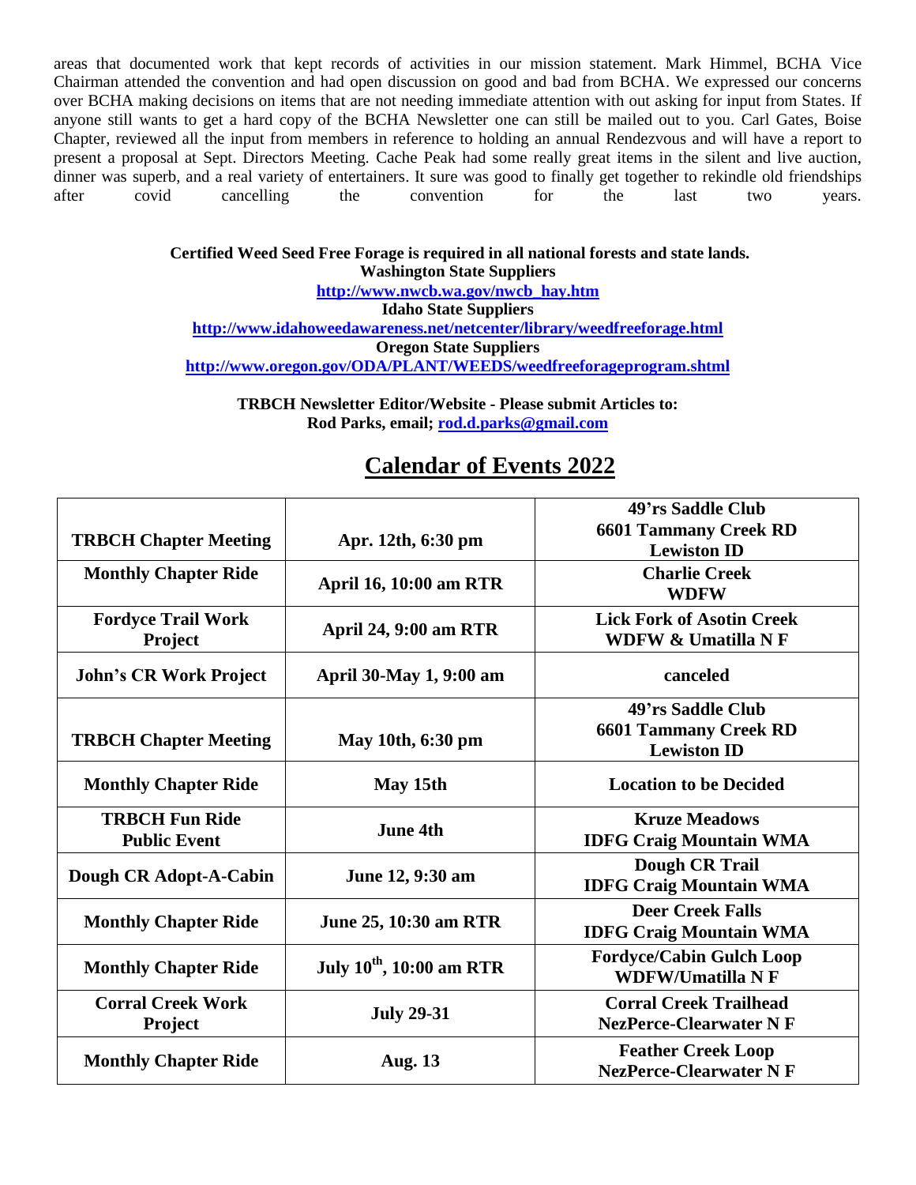areas that documented work that kept records of activities in our mission statement. Mark Himmel, BCHA Vice Chairman attended the convention and had open discussion on good and bad from BCHA. We expressed our concerns over BCHA making decisions on items that are not needing immediate attention with out asking for input from States. If anyone still wants to get a hard copy of the BCHA Newsletter one can still be mailed out to you. Carl Gates, Boise Chapter, reviewed all the input from members in reference to holding an annual Rendezvous and will have a report to present a proposal at Sept. Directors Meeting. Cache Peak had some really great items in the silent and live auction, dinner was superb, and a real variety of entertainers. It sure was good to finally get together to rekindle old friendships after covid cancelling the convention for the last two years.

**Certified Weed Seed Free Forage is required in all national forests and state lands.**
**Washington State Suppliers**
**http://www.nwcb.wa.gov/nwcb_hay.htm**
**Idaho State Suppliers**
**http://www.idahoweedawareness.net/netcenter/library/weedfreeforage.html**
**Oregon State Suppliers**
**http://www.oregon.gov/ODA/PLANT/WEEDS/weedfreeforageprogram.shtml**

**TRBCH Newsletter Editor/Website - Please submit Articles to:**
**Rod Parks, email; rod.d.parks@gmail.com**

# Calendar of Events 2022

| | | |
|---|---|---|
| **TRBCH Chapter Meeting** | **Apr. 12th, 6:30 pm** | **49'rs Saddle Club 6601 Tammany Creek RD Lewiston ID** |
| **Monthly Chapter Ride** | **April 16, 10:00 am RTR** | **Charlie Creek WDFW** |
| **Fordyce Trail Work Project** | **April 24, 9:00 am RTR** | **Lick Fork of Asotin Creek WDFW & Umatilla N F** |
| **John's CR Work Project** | **April 30-May 1, 9:00 am** | **canceled** |
| **TRBCH Chapter Meeting** | **May 10th, 6:30 pm** | **49'rs Saddle Club 6601 Tammany Creek RD Lewiston ID** |
| **Monthly Chapter Ride** | **May 15th** | **Location to be Decided** |
| **TRBCH Fun Ride Public Event** | **June 4th** | **Kruze Meadows IDFG Craig Mountain WMA** |
| **Dough CR Adopt-A-Cabin** | **June 12, 9:30 am** | **Dough CR Trail IDFG Craig Mountain WMA** |
| **Monthly Chapter Ride** | **June 25, 10:30 am RTR** | **Deer Creek Falls IDFG Craig Mountain WMA** |
| **Monthly Chapter Ride** | **July 10th, 10:00 am RTR** | **Fordyce/Cabin Gulch Loop WDFW/Umatilla N F** |
| **Corral Creek Work Project** | **July 29-31** | **Corral Creek Trailhead NezPerce-Clearwater N F** |
| **Monthly Chapter Ride** | **Aug. 13** | **Feather Creek Loop NezPerce-Clearwater N F** |